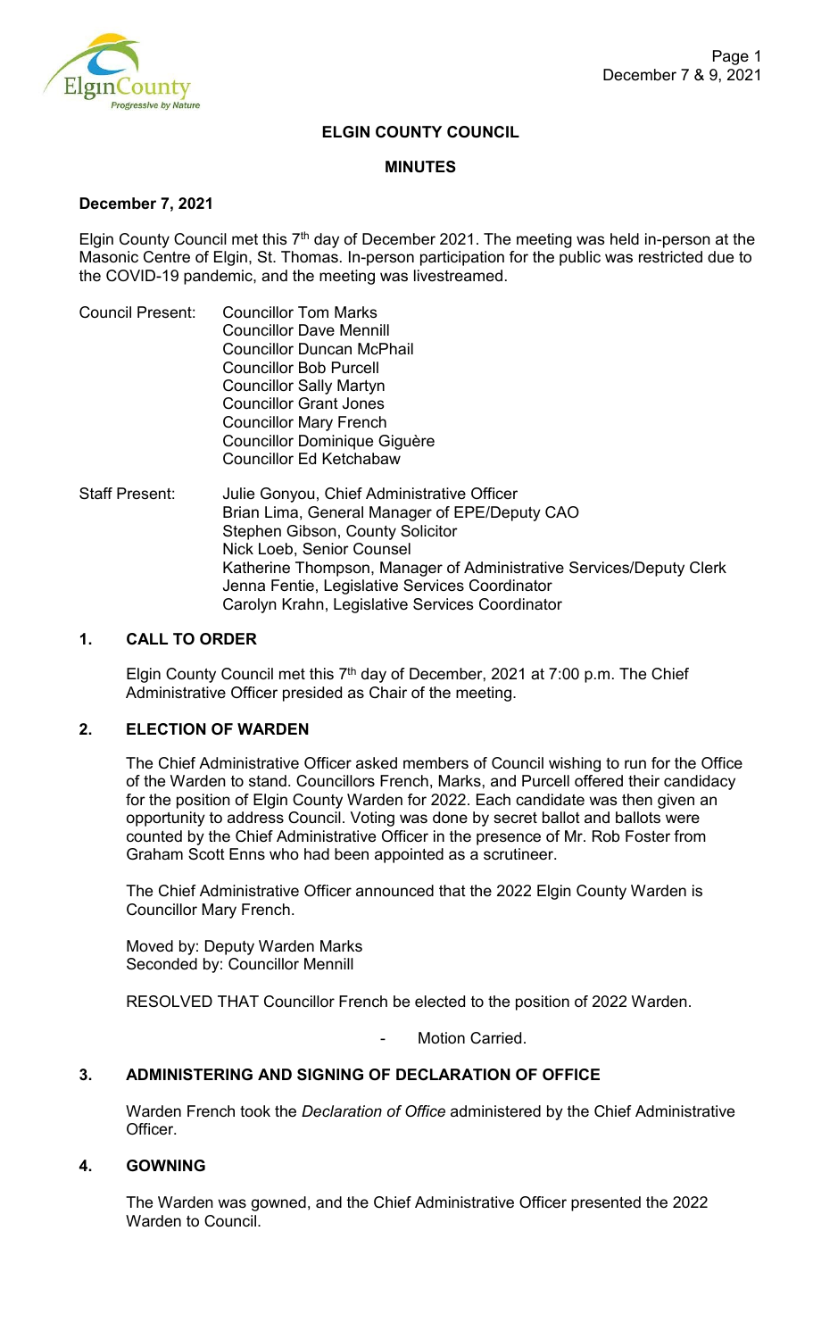# ELGIN COUNTY COUNCIL

## MINUTES

**December 7, 2021**

Elgin County Council met this 7th day of December 2021. The meeting was held in-person at the Masonic Centre of Elgin, St. Thomas. In-person participation for the public was restricted due to the COVID-19 pandemic, and the meeting was livestreamed.

Council Present: Councillor Tom Marks
Councillor Dave Mennill
Councillor Duncan McPhail
Councillor Bob Purcell
Councillor Sally Martyn
Councillor Grant Jones
Councillor Mary French
Councillor Dominique Giguère
Councillor Ed Ketchabaw

Staff Present: Julie Gonyou, Chief Administrative Officer
Brian Lima, General Manager of EPE/Deputy CAO
Stephen Gibson, County Solicitor
Nick Loeb, Senior Counsel
Katherine Thompson, Manager of Administrative Services/Deputy Clerk
Jenna Fentie, Legislative Services Coordinator
Carolyn Krahn, Legislative Services Coordinator

### 1. CALL TO ORDER

Elgin County Council met this 7th day of December, 2021 at 7:00 p.m. The Chief Administrative Officer presided as Chair of the meeting.

### 2. ELECTION OF WARDEN

The Chief Administrative Officer asked members of Council wishing to run for the Office of the Warden to stand. Councillors French, Marks, and Purcell offered their candidacy for the position of Elgin County Warden for 2022. Each candidate was then given an opportunity to address Council. Voting was done by secret ballot and ballots were counted by the Chief Administrative Officer in the presence of Mr. Rob Foster from Graham Scott Enns who had been appointed as a scrutineer.

The Chief Administrative Officer announced that the 2022 Elgin County Warden is Councillor Mary French.

Moved by: Deputy Warden Marks
Seconded by: Councillor Mennill

RESOLVED THAT Councillor French be elected to the position of 2022 Warden.

- Motion Carried.

### 3. ADMINISTERING AND SIGNING OF DECLARATION OF OFFICE

Warden French took the *Declaration of Office* administered by the Chief Administrative Officer.

### 4. GOWNING

The Warden was gowned, and the Chief Administrative Officer presented the 2022 Warden to Council.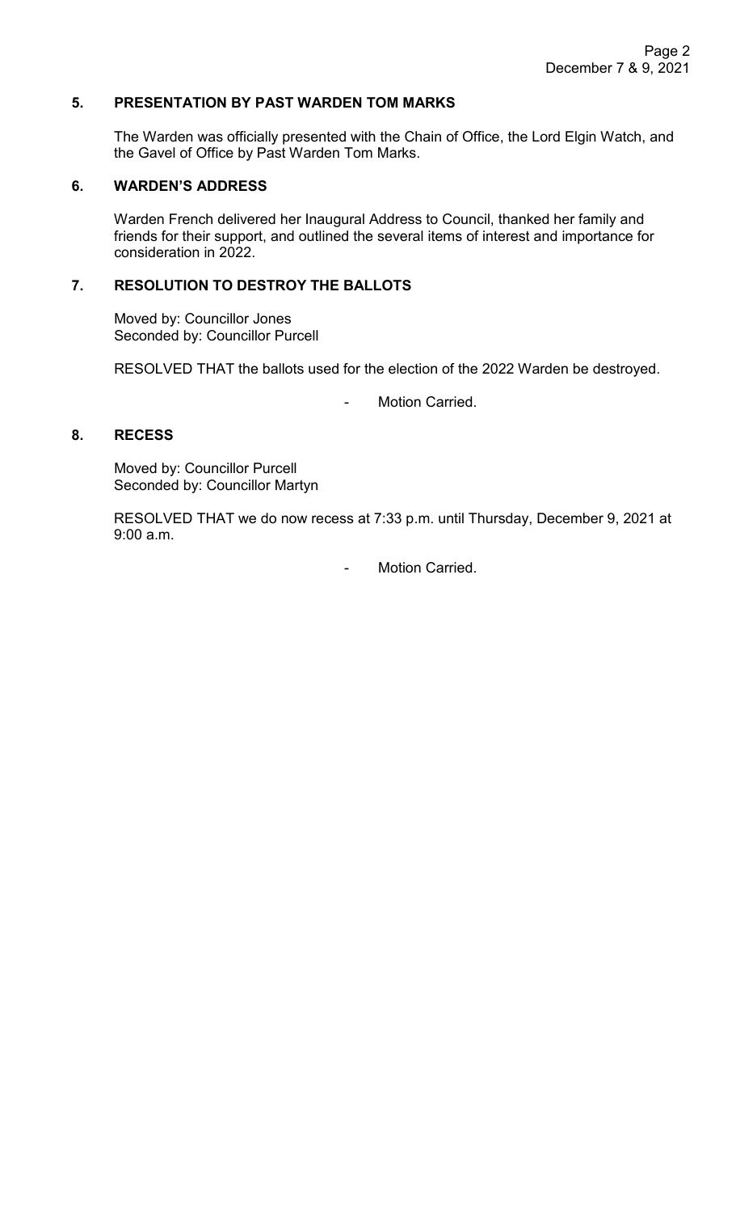## 5. PRESENTATION BY PAST WARDEN TOM MARKS

The Warden was officially presented with the Chain of Office, the Lord Elgin Watch, and the Gavel of Office by Past Warden Tom Marks.

## 6. WARDEN'S ADDRESS

Warden French delivered her Inaugural Address to Council, thanked her family and friends for their support, and outlined the several items of interest and importance for consideration in 2022.

## 7. RESOLUTION TO DESTROY THE BALLOTS

Moved by: Councillor Jones
Seconded by: Councillor Purcell

RESOLVED THAT the ballots used for the election of the 2022 Warden be destroyed.

- Motion Carried.

## 8. RECESS

Moved by: Councillor Purcell
Seconded by: Councillor Martyn

RESOLVED THAT we do now recess at 7:33 p.m. until Thursday, December 9, 2021 at 9:00 a.m.

- Motion Carried.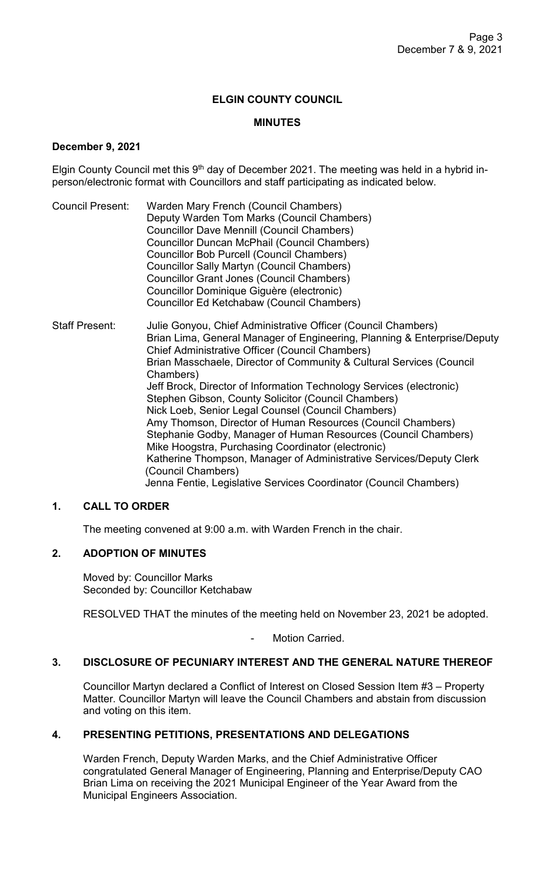**ELGIN COUNTY COUNCIL**

**MINUTES**

**December 9, 2021**

Elgin County Council met this 9th day of December 2021. The meeting was held in a hybrid in-person/electronic format with Councillors and staff participating as indicated below.

Council Present:
Warden Mary French (Council Chambers)
Deputy Warden Tom Marks (Council Chambers)
Councillor Dave Mennill (Council Chambers)
Councillor Duncan McPhail (Council Chambers)
Councillor Bob Purcell (Council Chambers)
Councillor Sally Martyn (Council Chambers)
Councillor Grant Jones (Council Chambers)
Councillor Dominique Giguère (electronic)
Councillor Ed Ketchabaw (Council Chambers)

Staff Present:
Julie Gonyou, Chief Administrative Officer (Council Chambers)
Brian Lima, General Manager of Engineering, Planning & Enterprise/Deputy Chief Administrative Officer (Council Chambers)
Brian Masschaele, Director of Community & Cultural Services (Council Chambers)
Jeff Brock, Director of Information Technology Services (electronic)
Stephen Gibson, County Solicitor (Council Chambers)
Nick Loeb, Senior Legal Counsel (Council Chambers)
Amy Thomson, Director of Human Resources (Council Chambers)
Stephanie Godby, Manager of Human Resources (Council Chambers)
Mike Hoogstra, Purchasing Coordinator (electronic)
Katherine Thompson, Manager of Administrative Services/Deputy Clerk (Council Chambers)
Jenna Fentie, Legislative Services Coordinator (Council Chambers)

## 1. CALL TO ORDER

The meeting convened at 9:00 a.m. with Warden French in the chair.

## 2. ADOPTION OF MINUTES

Moved by: Councillor Marks
Seconded by: Councillor Ketchabaw

RESOLVED THAT the minutes of the meeting held on November 23, 2021 be adopted.

- Motion Carried.

## 3. DISCLOSURE OF PECUNIARY INTEREST AND THE GENERAL NATURE THEREOF

Councillor Martyn declared a Conflict of Interest on Closed Session Item #3 – Property Matter. Councillor Martyn will leave the Council Chambers and abstain from discussion and voting on this item.

## 4. PRESENTING PETITIONS, PRESENTATIONS AND DELEGATIONS

Warden French, Deputy Warden Marks, and the Chief Administrative Officer congratulated General Manager of Engineering, Planning and Enterprise/Deputy CAO Brian Lima on receiving the 2021 Municipal Engineer of the Year Award from the Municipal Engineers Association.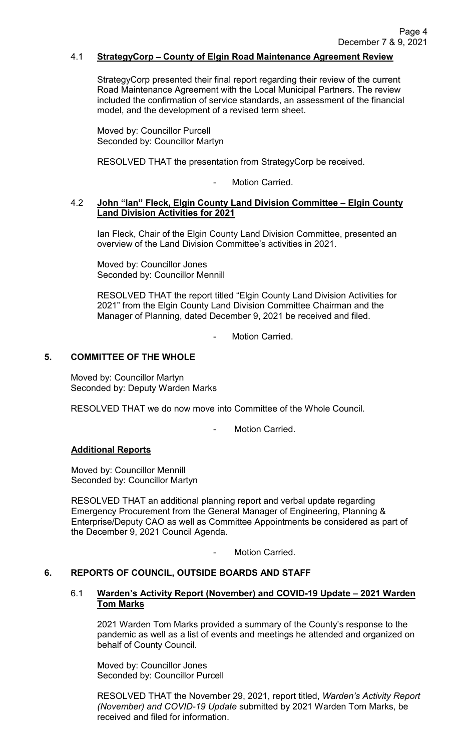### 4.1 **StrategyCorp – County of Elgin Road Maintenance Agreement Review**

StrategyCorp presented their final report regarding their review of the current Road Maintenance Agreement with the Local Municipal Partners. The review included the confirmation of service standards, an assessment of the financial model, and the development of a revised term sheet.

Moved by: Councillor Purcell
Seconded by: Councillor Martyn

RESOLVED THAT the presentation from StrategyCorp be received.

- Motion Carried.

### 4.2 **John "Ian" Fleck, Elgin County Land Division Committee – Elgin County Land Division Activities for 2021**

Ian Fleck, Chair of the Elgin County Land Division Committee, presented an overview of the Land Division Committee's activities in 2021.

Moved by: Councillor Jones
Seconded by: Councillor Mennill

RESOLVED THAT the report titled "Elgin County Land Division Activities for 2021" from the Elgin County Land Division Committee Chairman and the Manager of Planning, dated December 9, 2021 be received and filed.

- Motion Carried.

## 5. COMMITTEE OF THE WHOLE

Moved by: Councillor Martyn
Seconded by: Deputy Warden Marks

RESOLVED THAT we do now move into Committee of the Whole Council.

- Motion Carried.

**Additional Reports**

Moved by: Councillor Mennill
Seconded by: Councillor Martyn

RESOLVED THAT an additional planning report and verbal update regarding Emergency Procurement from the General Manager of Engineering, Planning & Enterprise/Deputy CAO as well as Committee Appointments be considered as part of the December 9, 2021 Council Agenda.

- Motion Carried.

## 6. REPORTS OF COUNCIL, OUTSIDE BOARDS AND STAFF

### 6.1 **Warden's Activity Report (November) and COVID-19 Update – 2021 Warden Tom Marks**

2021 Warden Tom Marks provided a summary of the County's response to the pandemic as well as a list of events and meetings he attended and organized on behalf of County Council.

Moved by: Councillor Jones
Seconded by: Councillor Purcell

RESOLVED THAT the November 29, 2021, report titled, *Warden's Activity Report (November) and COVID-19 Update* submitted by 2021 Warden Tom Marks, be received and filed for information.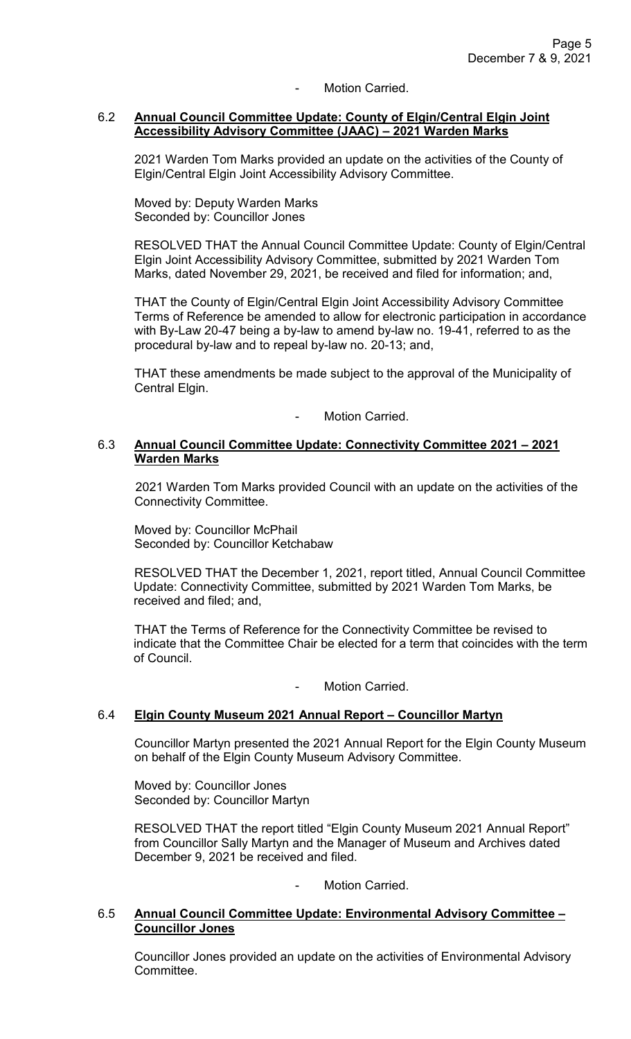- Motion Carried.

### 6.2 **Annual Council Committee Update: County of Elgin/Central Elgin Joint Accessibility Advisory Committee (JAAC) – 2021 Warden Marks**

2021 Warden Tom Marks provided an update on the activities of the County of Elgin/Central Elgin Joint Accessibility Advisory Committee.

Moved by: Deputy Warden Marks
Seconded by: Councillor Jones

RESOLVED THAT the Annual Council Committee Update: County of Elgin/Central Elgin Joint Accessibility Advisory Committee, submitted by 2021 Warden Tom Marks, dated November 29, 2021, be received and filed for information; and,

THAT the County of Elgin/Central Elgin Joint Accessibility Advisory Committee Terms of Reference be amended to allow for electronic participation in accordance with By-Law 20-47 being a by-law to amend by-law no. 19-41, referred to as the procedural by-law and to repeal by-law no. 20-13; and,

THAT these amendments be made subject to the approval of the Municipality of Central Elgin.

- Motion Carried.

### 6.3 **Annual Council Committee Update: Connectivity Committee 2021 – 2021 Warden Marks**

2021 Warden Tom Marks provided Council with an update on the activities of the Connectivity Committee.

Moved by: Councillor McPhail
Seconded by: Councillor Ketchabaw

RESOLVED THAT the December 1, 2021, report titled, Annual Council Committee Update: Connectivity Committee, submitted by 2021 Warden Tom Marks, be received and filed; and,

THAT the Terms of Reference for the Connectivity Committee be revised to indicate that the Committee Chair be elected for a term that coincides with the term of Council.

- Motion Carried.

### 6.4 **Elgin County Museum 2021 Annual Report – Councillor Martyn**

Councillor Martyn presented the 2021 Annual Report for the Elgin County Museum on behalf of the Elgin County Museum Advisory Committee.

Moved by: Councillor Jones
Seconded by: Councillor Martyn

RESOLVED THAT the report titled "Elgin County Museum 2021 Annual Report" from Councillor Sally Martyn and the Manager of Museum and Archives dated December 9, 2021 be received and filed.

- Motion Carried.

### 6.5 **Annual Council Committee Update: Environmental Advisory Committee – Councillor Jones**

Councillor Jones provided an update on the activities of Environmental Advisory Committee.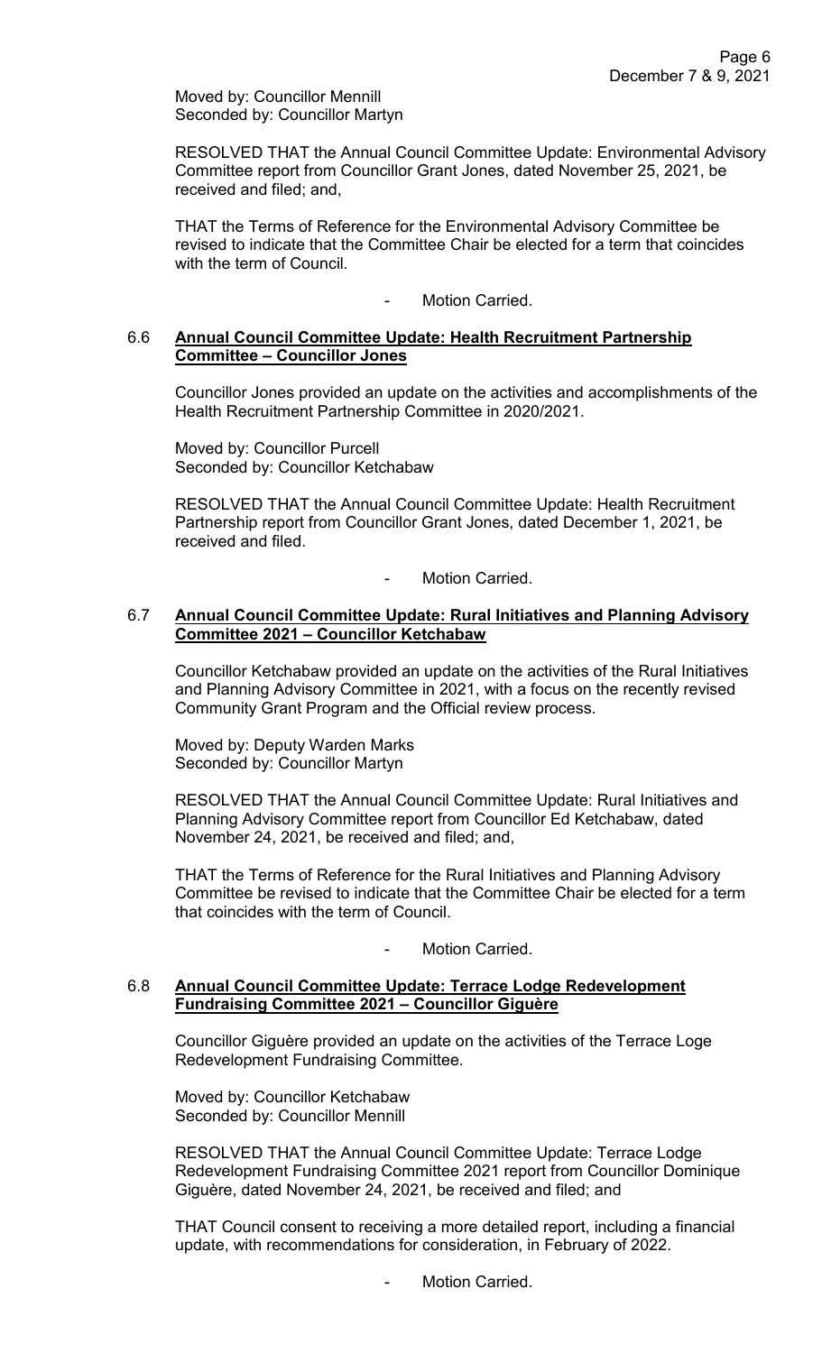Moved by: Councillor Mennill
Seconded by: Councillor Martyn

RESOLVED THAT the Annual Council Committee Update: Environmental Advisory Committee report from Councillor Grant Jones, dated November 25, 2021, be received and filed; and,

THAT the Terms of Reference for the Environmental Advisory Committee be revised to indicate that the Committee Chair be elected for a term that coincides with the term of Council.

- Motion Carried.

### 6.6 **Annual Council Committee Update: Health Recruitment Partnership Committee – Councillor Jones**

Councillor Jones provided an update on the activities and accomplishments of the Health Recruitment Partnership Committee in 2020/2021.

Moved by: Councillor Purcell
Seconded by: Councillor Ketchabaw

RESOLVED THAT the Annual Council Committee Update: Health Recruitment Partnership report from Councillor Grant Jones, dated December 1, 2021, be received and filed.

- Motion Carried.

### 6.7 **Annual Council Committee Update: Rural Initiatives and Planning Advisory Committee 2021 – Councillor Ketchabaw**

Councillor Ketchabaw provided an update on the activities of the Rural Initiatives and Planning Advisory Committee in 2021, with a focus on the recently revised Community Grant Program and the Official review process.

Moved by: Deputy Warden Marks
Seconded by: Councillor Martyn

RESOLVED THAT the Annual Council Committee Update: Rural Initiatives and Planning Advisory Committee report from Councillor Ed Ketchabaw, dated November 24, 2021, be received and filed; and,

THAT the Terms of Reference for the Rural Initiatives and Planning Advisory Committee be revised to indicate that the Committee Chair be elected for a term that coincides with the term of Council.

- Motion Carried.

### 6.8 **Annual Council Committee Update: Terrace Lodge Redevelopment Fundraising Committee 2021 – Councillor Giguère**

Councillor Giguère provided an update on the activities of the Terrace Loge Redevelopment Fundraising Committee.

Moved by: Councillor Ketchabaw
Seconded by: Councillor Mennill

RESOLVED THAT the Annual Council Committee Update: Terrace Lodge Redevelopment Fundraising Committee 2021 report from Councillor Dominique Giguère, dated November 24, 2021, be received and filed; and

THAT Council consent to receiving a more detailed report, including a financial update, with recommendations for consideration, in February of 2022.

- Motion Carried.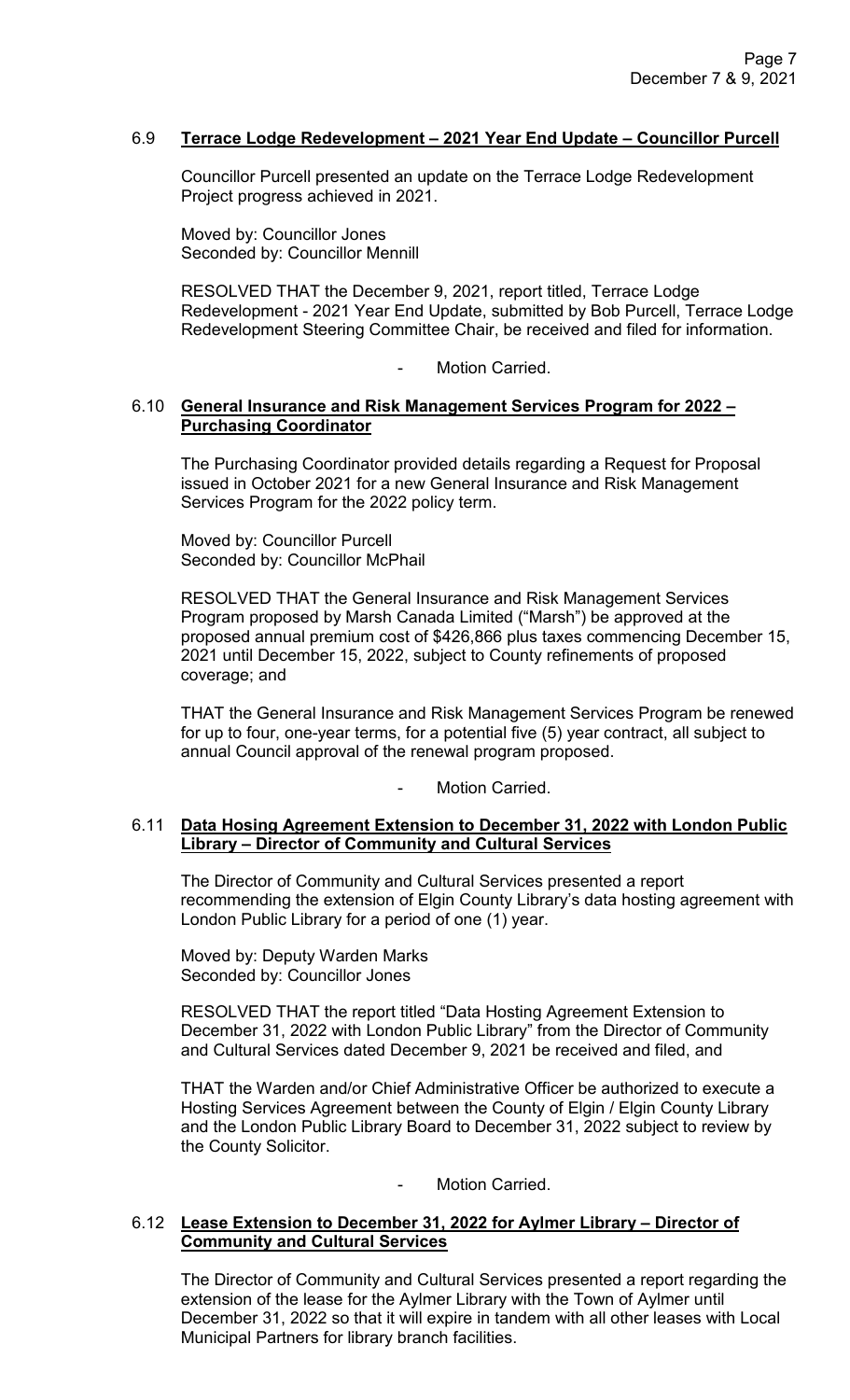### 6.9 **Terrace Lodge Redevelopment – 2021 Year End Update – Councillor Purcell**

Councillor Purcell presented an update on the Terrace Lodge Redevelopment Project progress achieved in 2021.

Moved by: Councillor Jones
Seconded by: Councillor Mennill

RESOLVED THAT the December 9, 2021, report titled, Terrace Lodge Redevelopment - 2021 Year End Update, submitted by Bob Purcell, Terrace Lodge Redevelopment Steering Committee Chair, be received and filed for information.

- Motion Carried.

### 6.10 **General Insurance and Risk Management Services Program for 2022 – Purchasing Coordinator**

The Purchasing Coordinator provided details regarding a Request for Proposal issued in October 2021 for a new General Insurance and Risk Management Services Program for the 2022 policy term.

Moved by: Councillor Purcell
Seconded by: Councillor McPhail

RESOLVED THAT the General Insurance and Risk Management Services Program proposed by Marsh Canada Limited ("Marsh") be approved at the proposed annual premium cost of $426,866 plus taxes commencing December 15, 2021 until December 15, 2022, subject to County refinements of proposed coverage; and

THAT the General Insurance and Risk Management Services Program be renewed for up to four, one-year terms, for a potential five (5) year contract, all subject to annual Council approval of the renewal program proposed.

- Motion Carried.

### 6.11 **Data Hosing Agreement Extension to December 31, 2022 with London Public Library – Director of Community and Cultural Services**

The Director of Community and Cultural Services presented a report recommending the extension of Elgin County Library's data hosting agreement with London Public Library for a period of one (1) year.

Moved by: Deputy Warden Marks
Seconded by: Councillor Jones

RESOLVED THAT the report titled "Data Hosting Agreement Extension to December 31, 2022 with London Public Library" from the Director of Community and Cultural Services dated December 9, 2021 be received and filed, and

THAT the Warden and/or Chief Administrative Officer be authorized to execute a Hosting Services Agreement between the County of Elgin / Elgin County Library and the London Public Library Board to December 31, 2022 subject to review by the County Solicitor.

- Motion Carried.

### 6.12 **Lease Extension to December 31, 2022 for Aylmer Library – Director of Community and Cultural Services**

The Director of Community and Cultural Services presented a report regarding the extension of the lease for the Aylmer Library with the Town of Aylmer until December 31, 2022 so that it will expire in tandem with all other leases with Local Municipal Partners for library branch facilities.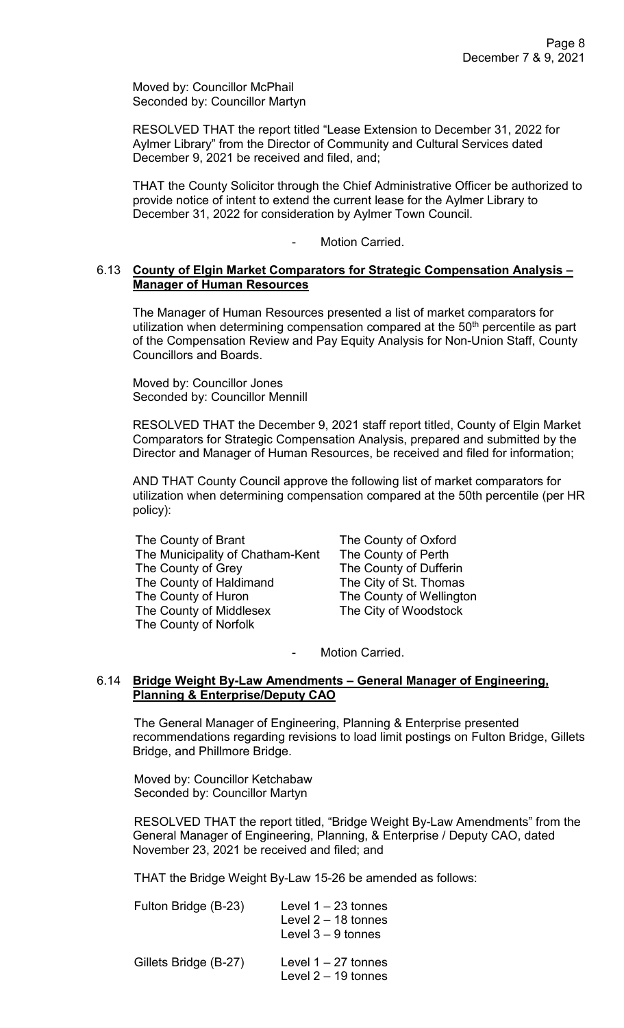Moved by: Councillor McPhail
Seconded by: Councillor Martyn

RESOLVED THAT the report titled "Lease Extension to December 31, 2022 for Aylmer Library" from the Director of Community and Cultural Services dated December 9, 2021 be received and filed, and;

THAT the County Solicitor through the Chief Administrative Officer be authorized to provide notice of intent to extend the current lease for the Aylmer Library to December 31, 2022 for consideration by Aylmer Town Council.

- Motion Carried.

### 6.13 County of Elgin Market Comparators for Strategic Compensation Analysis – Manager of Human Resources

The Manager of Human Resources presented a list of market comparators for utilization when determining compensation compared at the 50th percentile as part of the Compensation Review and Pay Equity Analysis for Non-Union Staff, County Councillors and Boards.

Moved by: Councillor Jones
Seconded by: Councillor Mennill

RESOLVED THAT the December 9, 2021 staff report titled, County of Elgin Market Comparators for Strategic Compensation Analysis, prepared and submitted by the Director and Manager of Human Resources, be received and filed for information;

AND THAT County Council approve the following list of market comparators for utilization when determining compensation compared at the 50th percentile (per HR policy):

- The County of Brant
- The Municipality of Chatham-Kent
- The County of Grey
- The County of Haldimand
- The County of Huron
- The County of Middlesex
- The County of Norfolk
- The County of Oxford
- The County of Perth
- The County of Dufferin
- The City of St. Thomas
- The County of Wellington
- The City of Woodstock

- Motion Carried.

### 6.14 Bridge Weight By-Law Amendments – General Manager of Engineering, Planning & Enterprise/Deputy CAO

The General Manager of Engineering, Planning & Enterprise presented recommendations regarding revisions to load limit postings on Fulton Bridge, Gillets Bridge, and Phillmore Bridge.

Moved by: Councillor Ketchabaw
Seconded by: Councillor Martyn

RESOLVED THAT the report titled, "Bridge Weight By-Law Amendments" from the General Manager of Engineering, Planning, & Enterprise / Deputy CAO, dated November 23, 2021 be received and filed; and

THAT the Bridge Weight By-Law 15-26 be amended as follows:

| Bridge | Load Limits |
|---|---|
| Fulton Bridge (B-23) | Level 1 – 23 tonnes<br>Level 2 – 18 tonnes<br>Level 3 – 9 tonnes |
| Gillets Bridge (B-27) | Level 1 – 27 tonnes<br>Level 2 – 19 tonnes |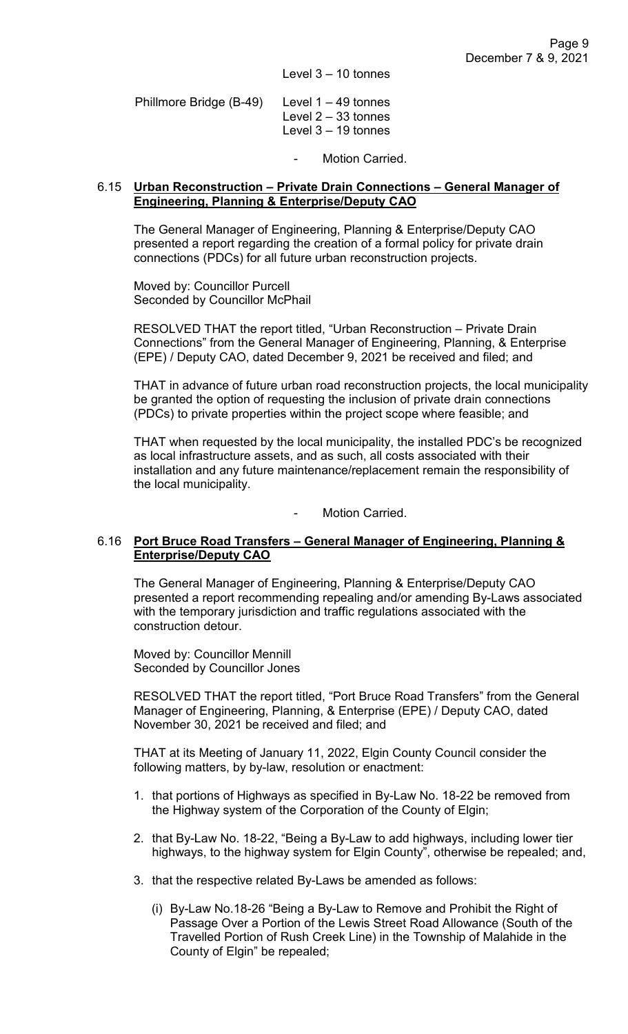Level 3 – 10 tonnes

Phillmore Bridge (B-49) Level 1 – 49 tonnes
Level 2 – 33 tonnes
Level 3 – 19 tonnes

- Motion Carried.

### 6.15 **Urban Reconstruction – Private Drain Connections – General Manager of Engineering, Planning & Enterprise/Deputy CAO**

The General Manager of Engineering, Planning & Enterprise/Deputy CAO presented a report regarding the creation of a formal policy for private drain connections (PDCs) for all future urban reconstruction projects.

Moved by: Councillor Purcell
Seconded by Councillor McPhail

RESOLVED THAT the report titled, "Urban Reconstruction – Private Drain Connections" from the General Manager of Engineering, Planning, & Enterprise (EPE) / Deputy CAO, dated December 9, 2021 be received and filed; and

THAT in advance of future urban road reconstruction projects, the local municipality be granted the option of requesting the inclusion of private drain connections (PDCs) to private properties within the project scope where feasible; and

THAT when requested by the local municipality, the installed PDC's be recognized as local infrastructure assets, and as such, all costs associated with their installation and any future maintenance/replacement remain the responsibility of the local municipality.

- Motion Carried.

### 6.16 **Port Bruce Road Transfers – General Manager of Engineering, Planning & Enterprise/Deputy CAO**

The General Manager of Engineering, Planning & Enterprise/Deputy CAO presented a report recommending repealing and/or amending By-Laws associated with the temporary jurisdiction and traffic regulations associated with the construction detour.

Moved by: Councillor Mennill
Seconded by Councillor Jones

RESOLVED THAT the report titled, "Port Bruce Road Transfers" from the General Manager of Engineering, Planning, & Enterprise (EPE) / Deputy CAO, dated November 30, 2021 be received and filed; and

THAT at its Meeting of January 11, 2022, Elgin County Council consider the following matters, by by-law, resolution or enactment:

1. that portions of Highways as specified in By-Law No. 18-22 be removed from the Highway system of the Corporation of the County of Elgin;
2. that By-Law No. 18-22, "Being a By-Law to add highways, including lower tier highways, to the highway system for Elgin County", otherwise be repealed; and,
3. that the respective related By-Laws be amended as follows:
   (i) By-Law No.18-26 "Being a By-Law to Remove and Prohibit the Right of Passage Over a Portion of the Lewis Street Road Allowance (South of the Travelled Portion of Rush Creek Line) in the Township of Malahide in the County of Elgin" be repealed;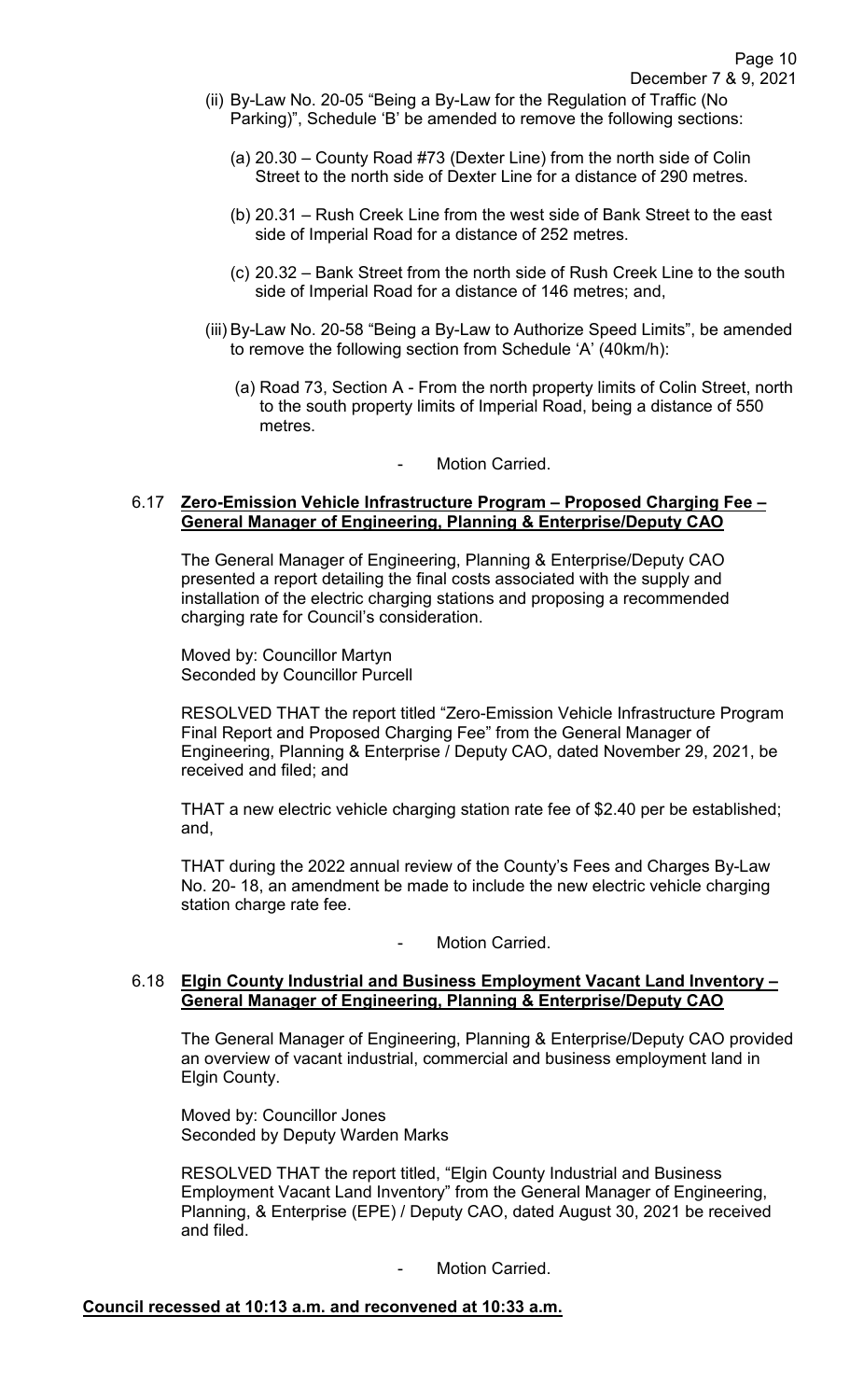(ii) By-Law No. 20-05 "Being a By-Law for the Regulation of Traffic (No Parking)", Schedule 'B' be amended to remove the following sections:

(a) 20.30 – County Road #73 (Dexter Line) from the north side of Colin Street to the north side of Dexter Line for a distance of 290 metres.

(b) 20.31 – Rush Creek Line from the west side of Bank Street to the east side of Imperial Road for a distance of 252 metres.

(c) 20.32 – Bank Street from the north side of Rush Creek Line to the south side of Imperial Road for a distance of 146 metres; and,

(iii) By-Law No. 20-58 "Being a By-Law to Authorize Speed Limits", be amended to remove the following section from Schedule 'A' (40km/h):

(a) Road 73, Section A - From the north property limits of Colin Street, north to the south property limits of Imperial Road, being a distance of 550 metres.

- Motion Carried.

### 6.17 **Zero-Emission Vehicle Infrastructure Program – Proposed Charging Fee – General Manager of Engineering, Planning & Enterprise/Deputy CAO**

The General Manager of Engineering, Planning & Enterprise/Deputy CAO presented a report detailing the final costs associated with the supply and installation of the electric charging stations and proposing a recommended charging rate for Council's consideration.

Moved by: Councillor Martyn
Seconded by Councillor Purcell

RESOLVED THAT the report titled "Zero-Emission Vehicle Infrastructure Program Final Report and Proposed Charging Fee" from the General Manager of Engineering, Planning & Enterprise / Deputy CAO, dated November 29, 2021, be received and filed; and

THAT a new electric vehicle charging station rate fee of $2.40 per be established; and,

THAT during the 2022 annual review of the County's Fees and Charges By-Law No. 20- 18, an amendment be made to include the new electric vehicle charging station charge rate fee.

- Motion Carried.

### 6.18 **Elgin County Industrial and Business Employment Vacant Land Inventory – General Manager of Engineering, Planning & Enterprise/Deputy CAO**

The General Manager of Engineering, Planning & Enterprise/Deputy CAO provided an overview of vacant industrial, commercial and business employment land in Elgin County.

Moved by: Councillor Jones
Seconded by Deputy Warden Marks

RESOLVED THAT the report titled, "Elgin County Industrial and Business Employment Vacant Land Inventory" from the General Manager of Engineering, Planning, & Enterprise (EPE) / Deputy CAO, dated August 30, 2021 be received and filed.

- Motion Carried.

**Council recessed at 10:13 a.m. and reconvened at 10:33 a.m.**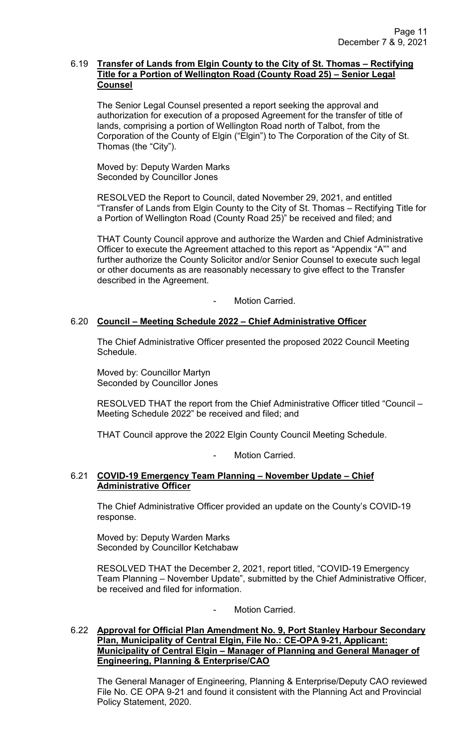### 6.19 **Transfer of Lands from Elgin County to the City of St. Thomas – Rectifying Title for a Portion of Wellington Road (County Road 25) – Senior Legal Counsel**

The Senior Legal Counsel presented a report seeking the approval and authorization for execution of a proposed Agreement for the transfer of title of lands, comprising a portion of Wellington Road north of Talbot, from the Corporation of the County of Elgin ("Elgin") to The Corporation of the City of St. Thomas (the "City").

Moved by: Deputy Warden Marks
Seconded by Councillor Jones

RESOLVED the Report to Council, dated November 29, 2021, and entitled "Transfer of Lands from Elgin County to the City of St. Thomas – Rectifying Title for a Portion of Wellington Road (County Road 25)" be received and filed; and

THAT County Council approve and authorize the Warden and Chief Administrative Officer to execute the Agreement attached to this report as "Appendix "A"" and further authorize the County Solicitor and/or Senior Counsel to execute such legal or other documents as are reasonably necessary to give effect to the Transfer described in the Agreement.

- Motion Carried.

### 6.20 **Council – Meeting Schedule 2022 – Chief Administrative Officer**

The Chief Administrative Officer presented the proposed 2022 Council Meeting Schedule.

Moved by: Councillor Martyn
Seconded by Councillor Jones

RESOLVED THAT the report from the Chief Administrative Officer titled "Council – Meeting Schedule 2022" be received and filed; and

THAT Council approve the 2022 Elgin County Council Meeting Schedule.

- Motion Carried.

### 6.21 **COVID-19 Emergency Team Planning – November Update – Chief Administrative Officer**

The Chief Administrative Officer provided an update on the County's COVID-19 response.

Moved by: Deputy Warden Marks
Seconded by Councillor Ketchabaw

RESOLVED THAT the December 2, 2021, report titled, "COVID-19 Emergency Team Planning – November Update", submitted by the Chief Administrative Officer, be received and filed for information.

- Motion Carried.

### 6.22 **Approval for Official Plan Amendment No. 9, Port Stanley Harbour Secondary Plan, Municipality of Central Elgin, File No.: CE-OPA 9-21, Applicant: Municipality of Central Elgin – Manager of Planning and General Manager of Engineering, Planning & Enterprise/CAO**

The General Manager of Engineering, Planning & Enterprise/Deputy CAO reviewed File No. CE OPA 9-21 and found it consistent with the Planning Act and Provincial Policy Statement, 2020.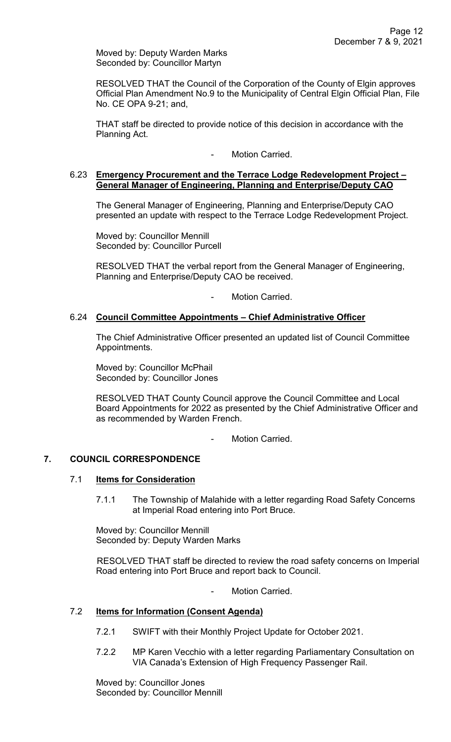Moved by: Deputy Warden Marks
Seconded by: Councillor Martyn

RESOLVED THAT the Council of the Corporation of the County of Elgin approves Official Plan Amendment No.9 to the Municipality of Central Elgin Official Plan, File No. CE OPA 9-21; and,

THAT staff be directed to provide notice of this decision in accordance with the Planning Act.

- Motion Carried.

### 6.23 **Emergency Procurement and the Terrace Lodge Redevelopment Project – General Manager of Engineering, Planning and Enterprise/Deputy CAO**

The General Manager of Engineering, Planning and Enterprise/Deputy CAO presented an update with respect to the Terrace Lodge Redevelopment Project.

Moved by: Councillor Mennill
Seconded by: Councillor Purcell

RESOLVED THAT the verbal report from the General Manager of Engineering, Planning and Enterprise/Deputy CAO be received.

- Motion Carried.

### 6.24 **Council Committee Appointments – Chief Administrative Officer**

The Chief Administrative Officer presented an updated list of Council Committee Appointments.

Moved by: Councillor McPhail
Seconded by: Councillor Jones

RESOLVED THAT County Council approve the Council Committee and Local Board Appointments for 2022 as presented by the Chief Administrative Officer and as recommended by Warden French.

- Motion Carried.

## 7. COUNCIL CORRESPONDENCE

### 7.1 **Items for Consideration**

7.1.1 The Township of Malahide with a letter regarding Road Safety Concerns at Imperial Road entering into Port Bruce.

Moved by: Councillor Mennill
Seconded by: Deputy Warden Marks

RESOLVED THAT staff be directed to review the road safety concerns on Imperial Road entering into Port Bruce and report back to Council.

- Motion Carried.

### 7.2 **Items for Information (Consent Agenda)**

7.2.1 SWIFT with their Monthly Project Update for October 2021.

7.2.2 MP Karen Vecchio with a letter regarding Parliamentary Consultation on VIA Canada's Extension of High Frequency Passenger Rail.

Moved by: Councillor Jones
Seconded by: Councillor Mennill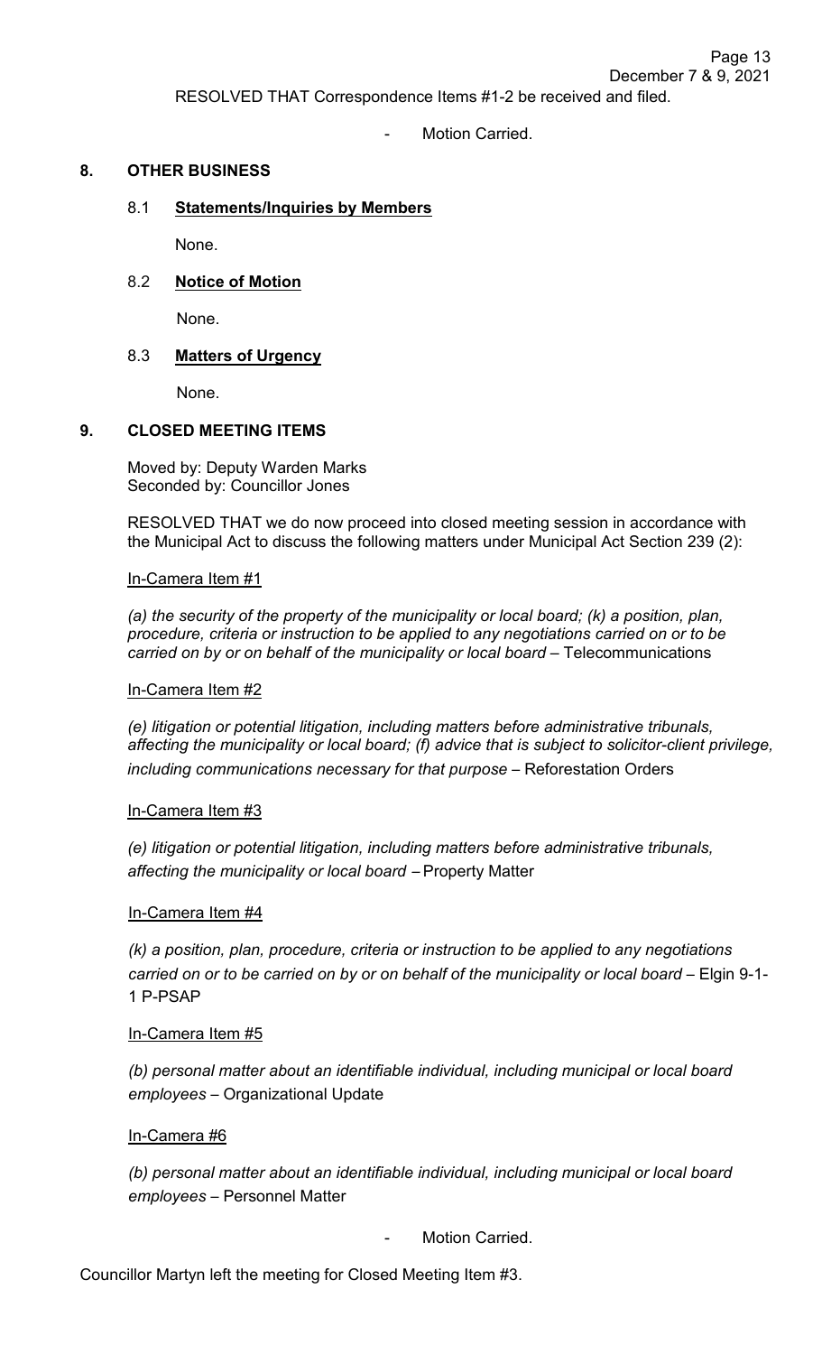RESOLVED THAT Correspondence Items #1-2 be received and filed.

- Motion Carried.

## 8. OTHER BUSINESS

### 8.1 **Statements/Inquiries by Members**

None.

### 8.2 **Notice of Motion**

None.

### 8.3 **Matters of Urgency**

None.

## 9. CLOSED MEETING ITEMS

Moved by: Deputy Warden Marks
Seconded by: Councillor Jones

RESOLVED THAT we do now proceed into closed meeting session in accordance with the Municipal Act to discuss the following matters under Municipal Act Section 239 (2):

In-Camera Item #1

*(a) the security of the property of the municipality or local board; (k) a position, plan, procedure, criteria or instruction to be applied to any negotiations carried on or to be carried on by or on behalf of the municipality or local board* – Telecommunications

In-Camera Item #2

*(e) litigation or potential litigation, including matters before administrative tribunals, affecting the municipality or local board; (f) advice that is subject to solicitor-client privilege, including communications necessary for that purpose* – Reforestation Orders

In-Camera Item #3

*(e) litigation or potential litigation, including matters before administrative tribunals, affecting the municipality or local board* – Property Matter

In-Camera Item #4

*(k) a position, plan, procedure, criteria or instruction to be applied to any negotiations carried on or to be carried on by or on behalf of the municipality or local board* – Elgin 9-1-1 P-PSAP

In-Camera Item #5

*(b) personal matter about an identifiable individual, including municipal or local board employees* – Organizational Update

In-Camera #6

*(b) personal matter about an identifiable individual, including municipal or local board employees* – Personnel Matter

- Motion Carried.

Councillor Martyn left the meeting for Closed Meeting Item #3.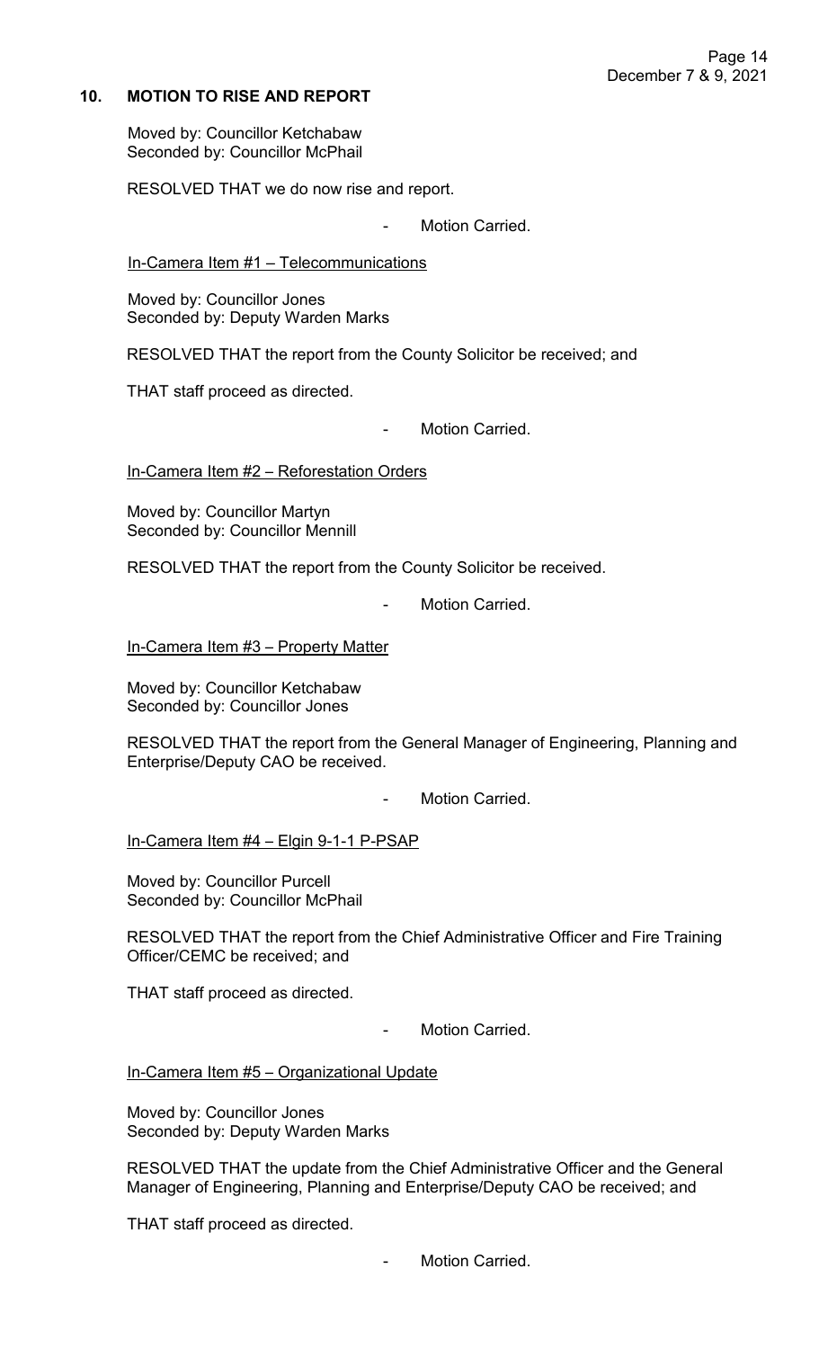## 10. MOTION TO RISE AND REPORT

Moved by: Councillor Ketchabaw
Seconded by: Councillor McPhail

RESOLVED THAT we do now rise and report.

- Motion Carried.

In-Camera Item #1 – Telecommunications

Moved by: Councillor Jones
Seconded by: Deputy Warden Marks

RESOLVED THAT the report from the County Solicitor be received; and

THAT staff proceed as directed.

- Motion Carried.

In-Camera Item #2 – Reforestation Orders

Moved by: Councillor Martyn
Seconded by: Councillor Mennill

RESOLVED THAT the report from the County Solicitor be received.

- Motion Carried.

In-Camera Item #3 – Property Matter

Moved by: Councillor Ketchabaw
Seconded by: Councillor Jones

RESOLVED THAT the report from the General Manager of Engineering, Planning and Enterprise/Deputy CAO be received.

- Motion Carried.

In-Camera Item #4 – Elgin 9-1-1 P-PSAP

Moved by: Councillor Purcell
Seconded by: Councillor McPhail

RESOLVED THAT the report from the Chief Administrative Officer and Fire Training Officer/CEMC be received; and

THAT staff proceed as directed.

- Motion Carried.

In-Camera Item #5 – Organizational Update

Moved by: Councillor Jones
Seconded by: Deputy Warden Marks

RESOLVED THAT the update from the Chief Administrative Officer and the General Manager of Engineering, Planning and Enterprise/Deputy CAO be received; and

THAT staff proceed as directed.

- Motion Carried.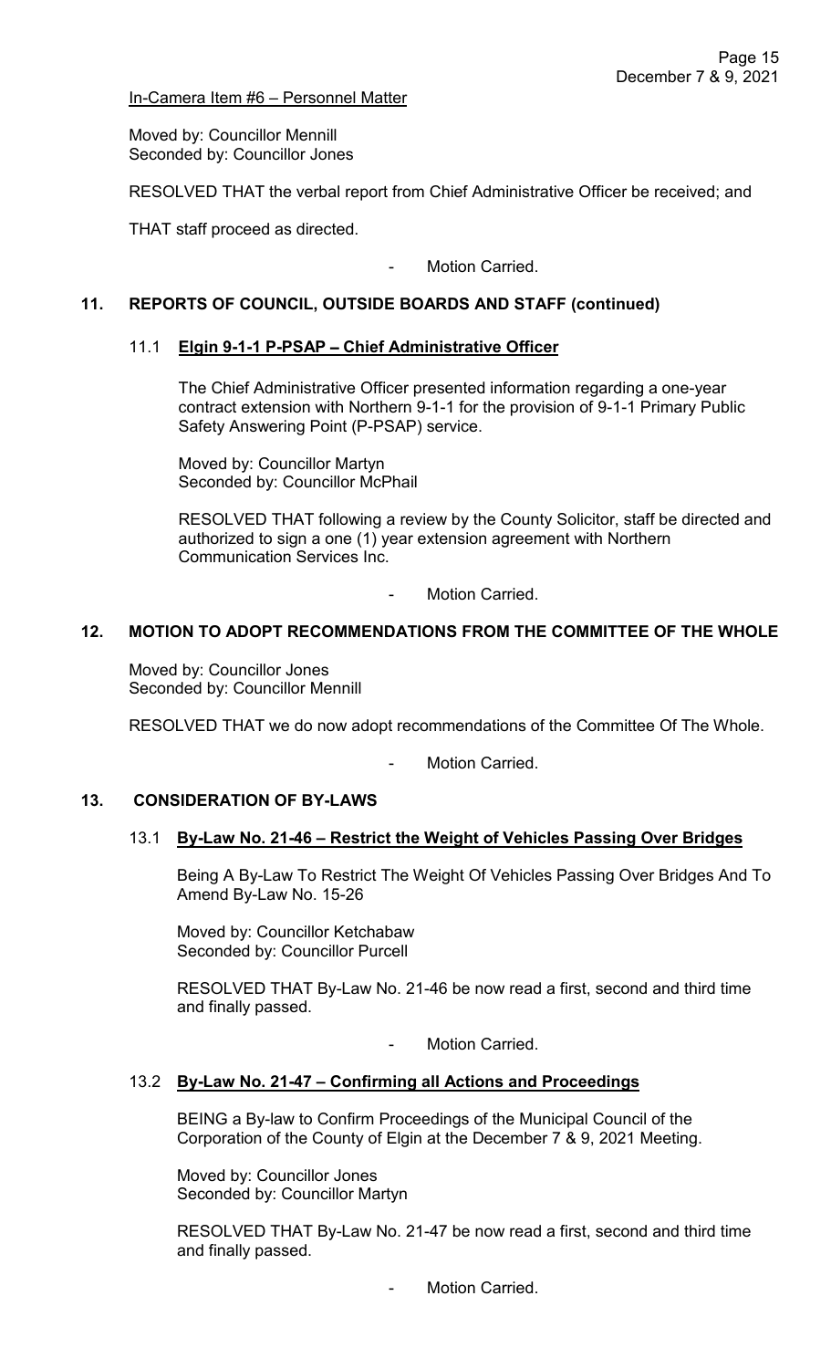In-Camera Item #6 – Personnel Matter

Moved by: Councillor Mennill
Seconded by: Councillor Jones

RESOLVED THAT the verbal report from Chief Administrative Officer be received; and

THAT staff proceed as directed.

- Motion Carried.

## 11. REPORTS OF COUNCIL, OUTSIDE BOARDS AND STAFF (continued)

### 11.1 Elgin 9-1-1 P-PSAP – Chief Administrative Officer

The Chief Administrative Officer presented information regarding a one-year contract extension with Northern 9-1-1 for the provision of 9-1-1 Primary Public Safety Answering Point (P-PSAP) service.

Moved by: Councillor Martyn
Seconded by: Councillor McPhail

RESOLVED THAT following a review by the County Solicitor, staff be directed and authorized to sign a one (1) year extension agreement with Northern Communication Services Inc.

- Motion Carried.

## 12. MOTION TO ADOPT RECOMMENDATIONS FROM THE COMMITTEE OF THE WHOLE

Moved by: Councillor Jones
Seconded by: Councillor Mennill

RESOLVED THAT we do now adopt recommendations of the Committee Of The Whole.

- Motion Carried.

## 13. CONSIDERATION OF BY-LAWS

### 13.1 By-Law No. 21-46 – Restrict the Weight of Vehicles Passing Over Bridges

Being A By-Law To Restrict The Weight Of Vehicles Passing Over Bridges And To Amend By-Law No. 15-26

Moved by: Councillor Ketchabaw
Seconded by: Councillor Purcell

RESOLVED THAT By-Law No. 21-46 be now read a first, second and third time and finally passed.

- Motion Carried.

### 13.2 By-Law No. 21-47 – Confirming all Actions and Proceedings

BEING a By-law to Confirm Proceedings of the Municipal Council of the Corporation of the County of Elgin at the December 7 & 9, 2021 Meeting.

Moved by: Councillor Jones
Seconded by: Councillor Martyn

RESOLVED THAT By-Law No. 21-47 be now read a first, second and third time and finally passed.

- Motion Carried.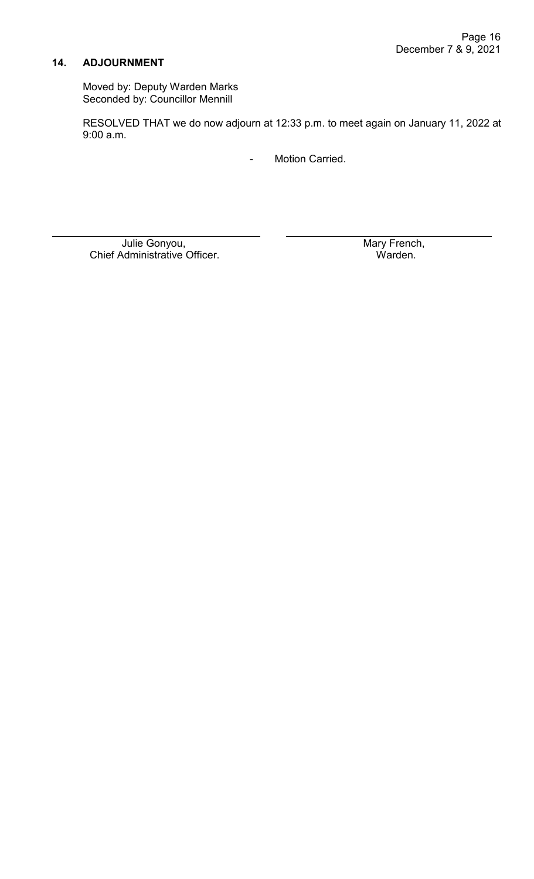## 14. ADJOURNMENT

Moved by: Deputy Warden Marks
Seconded by: Councillor Mennill

RESOLVED THAT we do now adjourn at 12:33 p.m. to meet again on January 11, 2022 at 9:00 a.m.

- Motion Carried.

| | |
|---|---|
| Julie Gonyou,<br>Chief Administrative Officer. | Mary French,<br>Warden. |